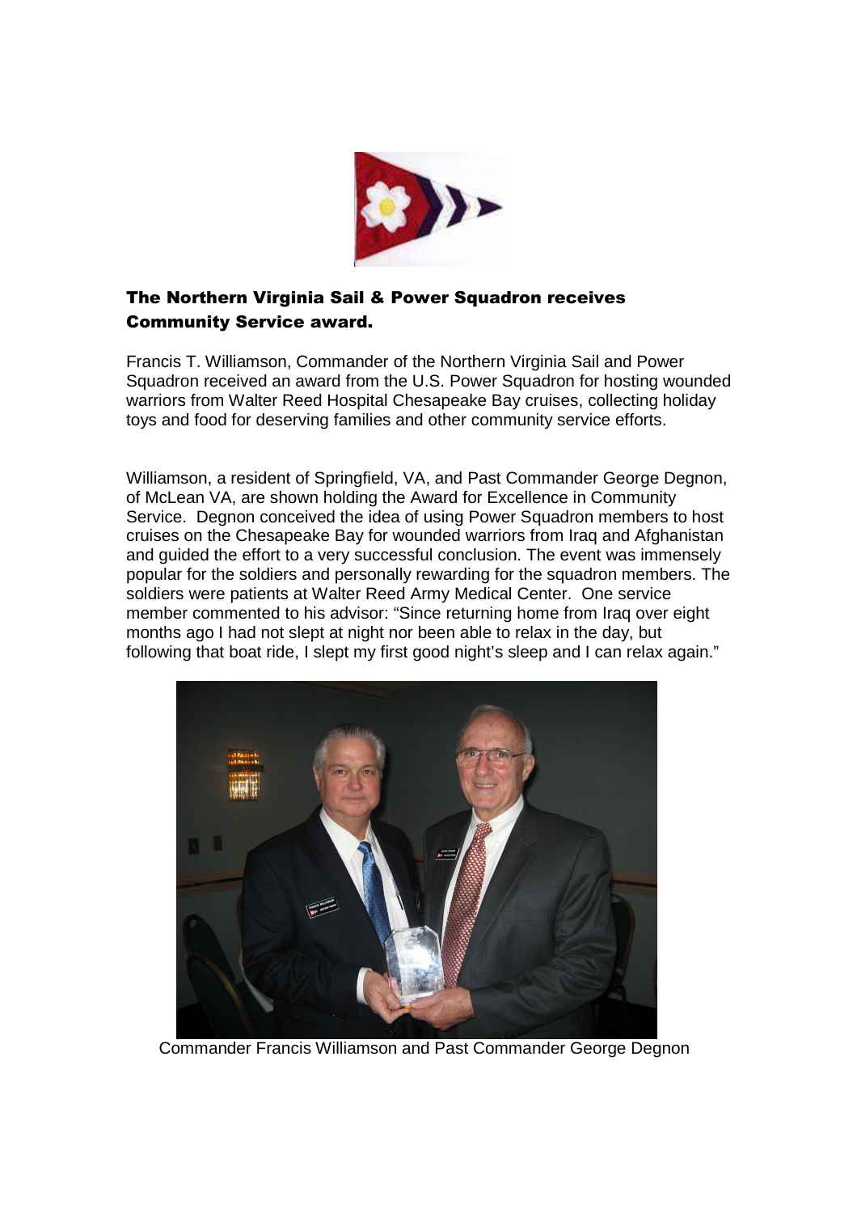## The Northern Virginia Sail & Power Squadron receives Community Service award.

Francis T. Williamson, Commander of the Northern Virginia Sail and Power Squadron received an award from the U.S. Power Squadron for hosting wounded warriors from Walter Reed Hospital Chesapeake Bay cruises, collecting holiday toys and food for deserving families and other community service efforts.

Williamson, a resident of Springfield, VA, and Past Commander George Degnon, of McLean VA, are shown holding the Award for Excellence in Community Service. Degnon conceived the idea of using Power Squadron members to host cruises on the Chesapeake Bay for wounded warriors from Iraq and Afghanistan and guided the effort to a very successful conclusion. The event was immensely popular for the soldiers and personally rewarding for the squadron members. The soldiers were patients at Walter Reed Army Medical Center. One service member commented to his advisor: "Since returning home from Iraq over eight months ago I had not slept at night nor been able to relax in the day, but following that boat ride, I slept my first good night's sleep and I can relax again."

Commander Francis Williamson and Past Commander George Degnon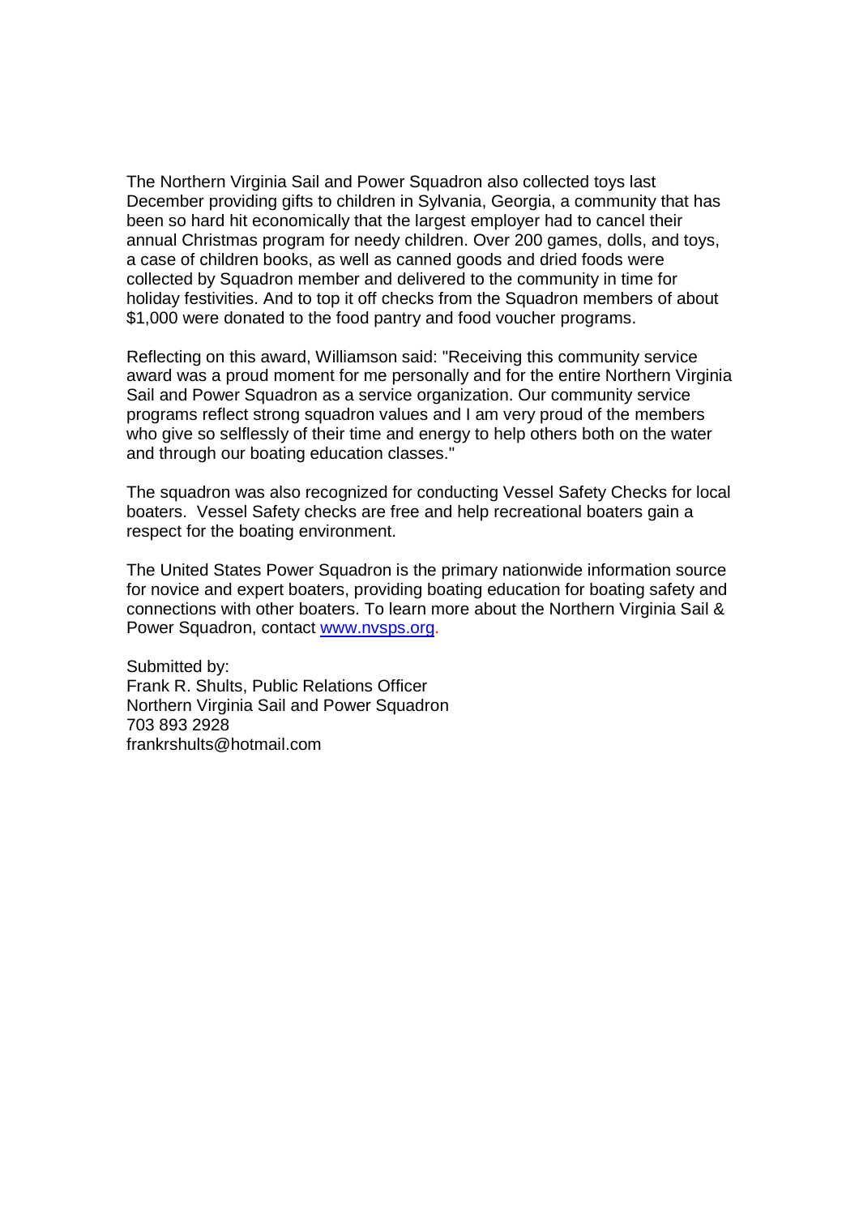The Northern Virginia Sail and Power Squadron also collected toys last December providing gifts to children in Sylvania, Georgia, a community that has been so hard hit economically that the largest employer had to cancel their annual Christmas program for needy children. Over 200 games, dolls, and toys, a case of children books, as well as canned goods and dried foods were collected by Squadron member and delivered to the community in time for holiday festivities. And to top it off checks from the Squadron members of about $1,000 were donated to the food pantry and food voucher programs.

Reflecting on this award, Williamson said: "Receiving this community service award was a proud moment for me personally and for the entire Northern Virginia Sail and Power Squadron as a service organization. Our community service programs reflect strong squadron values and I am very proud of the members who give so selflessly of their time and energy to help others both on the water and through our boating education classes."

The squadron was also recognized for conducting Vessel Safety Checks for local boaters. Vessel Safety checks are free and help recreational boaters gain a respect for the boating environment.

The United States Power Squadron is the primary nationwide information source for novice and expert boaters, providing boating education for boating safety and connections with other boaters. To learn more about the Northern Virginia Sail & Power Squadron, contact www.nvsps.org.

Submitted by:
Frank R. Shults, Public Relations Officer
Northern Virginia Sail and Power Squadron
703 893 2928
frankrshults@hotmail.com